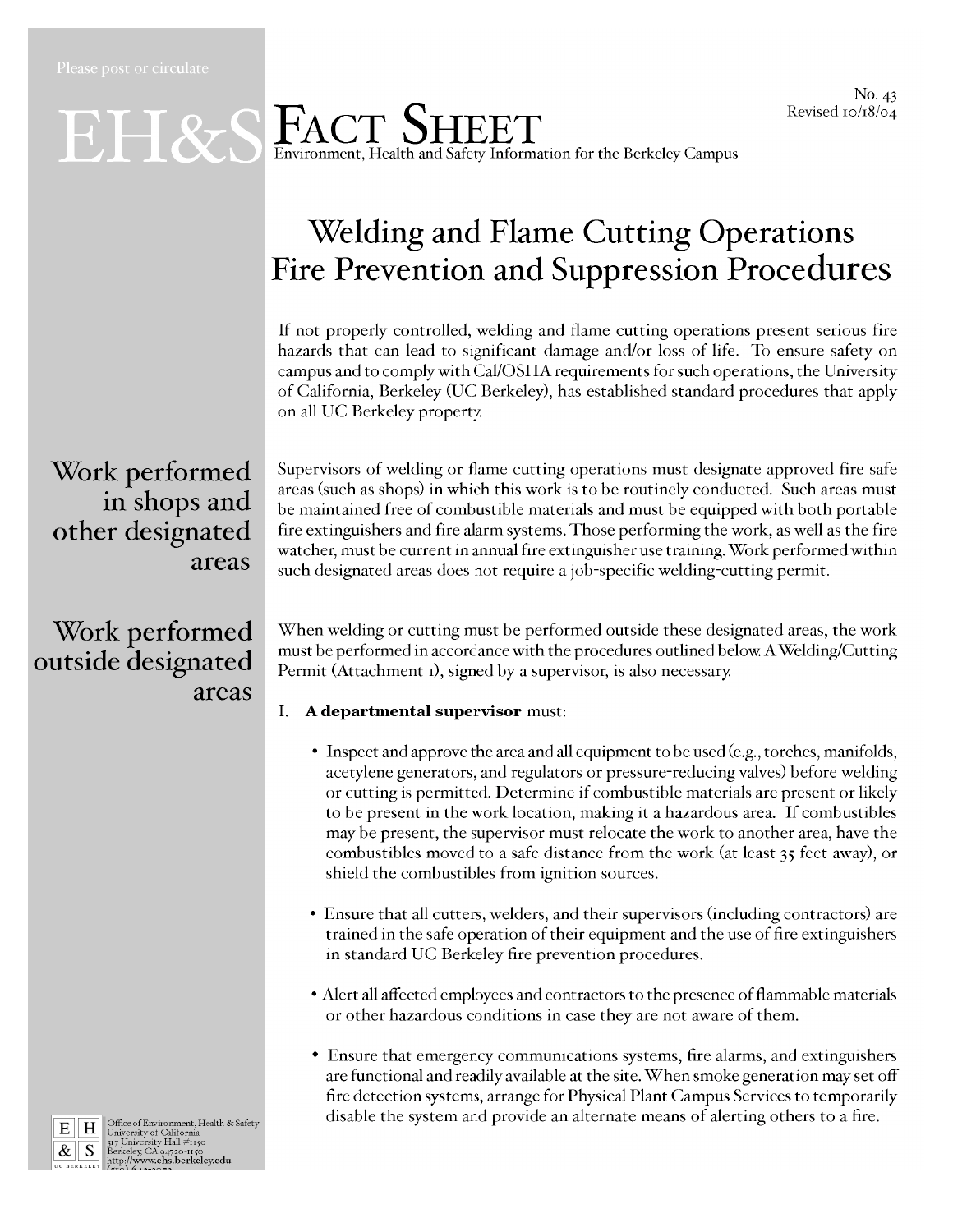Please post or circulate

# EH&S FACT SHEET

Environment, Health and Safety Information for the Berkeley Campus

No. 43
Revised 10/18/04

# Welding and Flame Cutting Operations Fire Prevention and Suppression Procedures

If not properly controlled, welding and flame cutting operations present serious fire hazards that can lead to significant damage and/or loss of life. To ensure safety on campus and to comply with Cal/OSHA requirements for such operations, the University of California, Berkeley (UC Berkeley), has established standard procedures that apply on all UC Berkeley property.

## Work performed in shops and other designated areas

Supervisors of welding or flame cutting operations must designate approved fire safe areas (such as shops) in which this work is to be routinely conducted. Such areas must be maintained free of combustible materials and must be equipped with both portable fire extinguishers and fire alarm systems. Those performing the work, as well as the fire watcher, must be current in annual fire extinguisher use training. Work performed within such designated areas does not require a job-specific welding-cutting permit.

## Work performed outside designated areas

When welding or cutting must be performed outside these designated areas, the work must be performed in accordance with the procedures outlined below. A Welding/Cutting Permit (Attachment 1), signed by a supervisor, is also necessary.

I. **A departmental supervisor** must:

- Inspect and approve the area and all equipment to be used (e.g., torches, manifolds, acetylene generators, and regulators or pressure-reducing valves) before welding or cutting is permitted. Determine if combustible materials are present or likely to be present in the work location, making it a hazardous area. If combustibles may be present, the supervisor must relocate the work to another area, have the combustibles moved to a safe distance from the work (at least 35 feet away), or shield the combustibles from ignition sources.

- Ensure that all cutters, welders, and their supervisors (including contractors) are trained in the safe operation of their equipment and the use of fire extinguishers in standard UC Berkeley fire prevention procedures.

- Alert all affected employees and contractors to the presence of flammable materials or other hazardous conditions in case they are not aware of them.

- Ensure that emergency communications systems, fire alarms, and extinguishers are functional and readily available at the site. When smoke generation may set off fire detection systems, arrange for Physical Plant Campus Services to temporarily disable the system and provide an alternate means of alerting others to a fire.

Office of Environment, Health & Safety
University of California
317 University Hall #1150
Berkeley, CA 94720-1150
http://www.ehs.berkeley.edu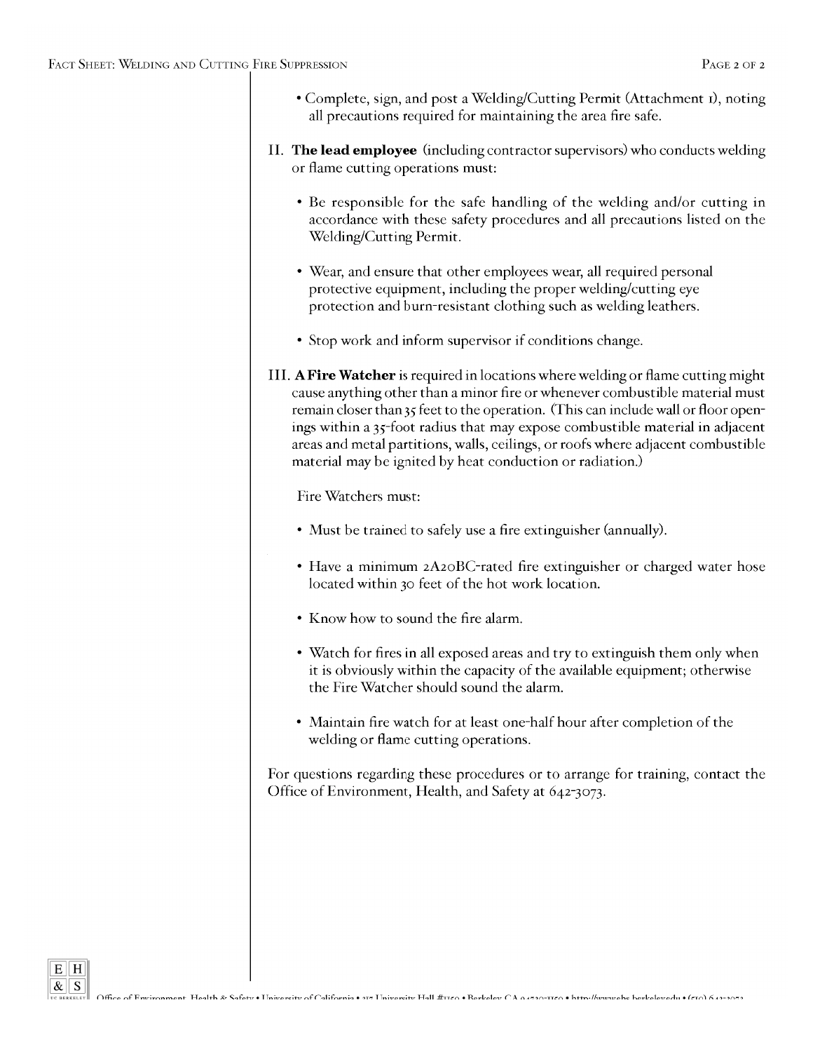- Complete, sign, and post a Welding/Cutting Permit (Attachment 1), noting all precautions required for maintaining the area fire safe.

II. **The lead employee** (including contractor supervisors) who conducts welding or flame cutting operations must:

- Be responsible for the safe handling of the welding and/or cutting in accordance with these safety procedures and all precautions listed on the Welding/Cutting Permit.
- Wear, and ensure that other employees wear, all required personal protective equipment, including the proper welding/cutting eye protection and burn-resistant clothing such as welding leathers.
- Stop work and inform supervisor if conditions change.

III. **A Fire Watcher** is required in locations where welding or flame cutting might cause anything other than a minor fire or whenever combustible material must remain closer than 35 feet to the operation. (This can include wall or floor openings within a 35-foot radius that may expose combustible material in adjacent areas and metal partitions, walls, ceilings, or roofs where adjacent combustible material may be ignited by heat conduction or radiation.)

Fire Watchers must:

- Must be trained to safely use a fire extinguisher (annually).
- Have a minimum 2A20BC-rated fire extinguisher or charged water hose located within 30 feet of the hot work location.
- Know how to sound the fire alarm.
- Watch for fires in all exposed areas and try to extinguish them only when it is obviously within the capacity of the available equipment; otherwise the Fire Watcher should sound the alarm.
- Maintain fire watch for at least one-half hour after completion of the welding or flame cutting operations.

For questions regarding these procedures or to arrange for training, contact the Office of Environment, Health, and Safety at 642-3073.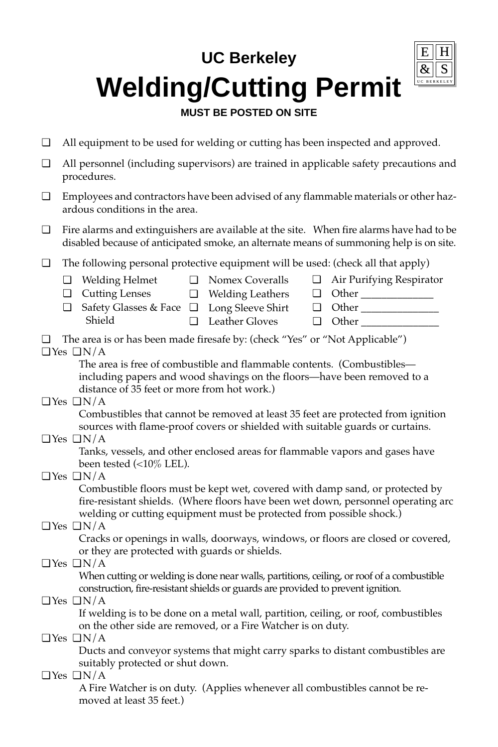## UC Berkeley

# Welding/Cutting Permit

**MUST BE POSTED ON SITE**

E H & S UC BERKELEY

- ❑ All equipment to be used for welding or cutting has been inspected and approved.
- ❑ All personnel (including supervisors) are trained in applicable safety precautions and procedures.
- ❑ Employees and contractors have been advised of any flammable materials or other hazardous conditions in the area.
- ❑ Fire alarms and extinguishers are available at the site. When fire alarms have had to be disabled because of anticipated smoke, an alternate means of summoning help is on site.
- ❑ The following personal protective equipment will be used: (check all that apply)

| | | |
|---|---|---|
| ❑ Welding Helmet | ❑ Nomex Coveralls | ❑ Air Purifying Respirator |
| ❑ Cutting Lenses | ❑ Welding Leathers | ❑ Other _____________ |
| ❑ Safety Glasses & Face Shield | ❑ Long Sleeve Shirt | ❑ Other ______________ |
| | ❑ Leather Gloves | ❑ Other ______________ |

❑ The area is or has been made firesafe by: (check "Yes" or "Not Applicable")

❑Yes ❑N/A
The area is free of combustible and flammable contents. (Combustibles—including papers and wood shavings on the floors—have been removed to a distance of 35 feet or more from hot work.)

❑Yes ❑N/A
Combustibles that cannot be removed at least 35 feet are protected from ignition sources with flame-proof covers or shielded with suitable guards or curtains.

❑Yes ❑N/A
Tanks, vessels, and other enclosed areas for flammable vapors and gases have been tested (<10% LEL).

❑Yes ❑N/A
Combustible floors must be kept wet, covered with damp sand, or protected by fire-resistant shields. (Where floors have been wet down, personnel operating arc welding or cutting equipment must be protected from possible shock.)

❑Yes ❑N/A
Cracks or openings in walls, doorways, windows, or floors are closed or covered, or they are protected with guards or shields.

❑Yes ❑N/A
When cutting or welding is done near walls, partitions, ceiling, or roof of a combustible construction, fire-resistant shields or guards are provided to prevent ignition.

❑Yes ❑N/A
If welding is to be done on a metal wall, partition, ceiling, or roof, combustibles on the other side are removed, or a Fire Watcher is on duty.

❑Yes ❑N/A
Ducts and conveyor systems that might carry sparks to distant combustibles are suitably protected or shut down.

❑Yes ❑N/A
A Fire Watcher is on duty. (Applies whenever all combustibles cannot be removed at least 35 feet.)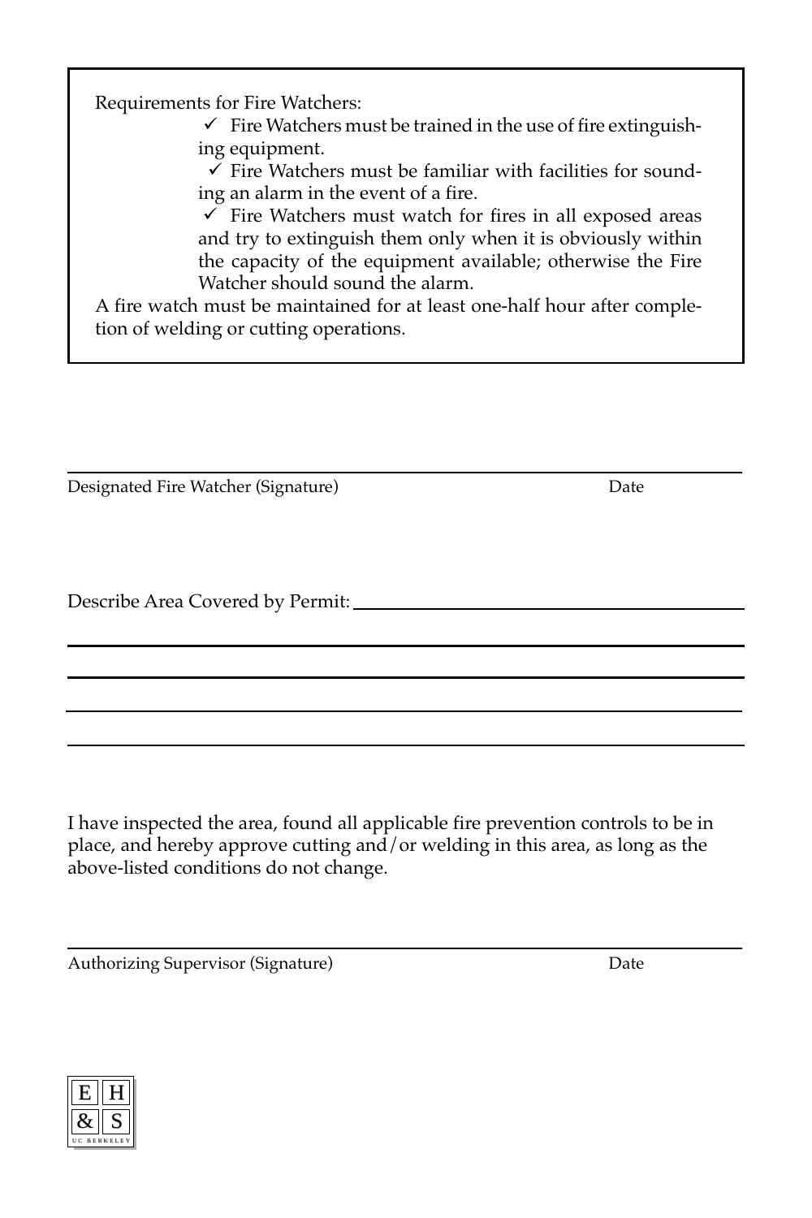Requirements for Fire Watchers:

- ✓ Fire Watchers must be trained in the use of fire extinguishing equipment.
- ✓ Fire Watchers must be familiar with facilities for sounding an alarm in the event of a fire.
- ✓ Fire Watchers must watch for fires in all exposed areas and try to extinguish them only when it is obviously within the capacity of the equipment available; otherwise the Fire Watcher should sound the alarm.

A fire watch must be maintained for at least one-half hour after completion of welding or cutting operations.

______________________________________________________________

Designated Fire Watcher (Signature) Date

Describe Area Covered by Permit: ______________________________

______________________________________________________________

______________________________________________________________

______________________________________________________________

______________________________________________________________

I have inspected the area, found all applicable fire prevention controls to be in place, and hereby approve cutting and/or welding in this area, as long as the above-listed conditions do not change.

______________________________________________________________

Authorizing Supervisor (Signature) Date

EH&S UC BERKELEY